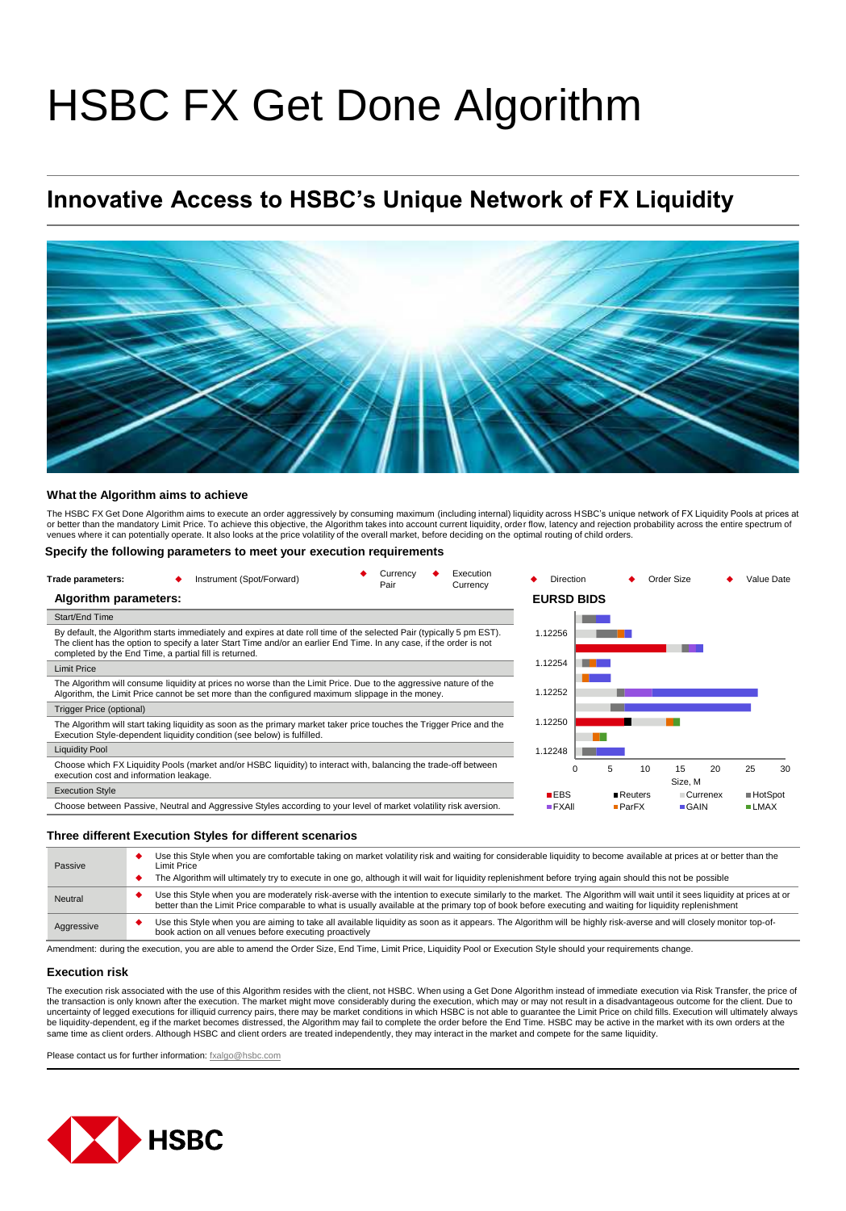# HSBC FX Get Done Algorithm

## Innovative Access to HSBC's Unique Network of FX Liquidity

### What the Algorithm aims to achieve

The HSBC FX Get Done Algorithm aims to execute an order aggressively by consuming maximum (including internal) liquidity across HSBC's unique network of FX Liquidity Pools at prices at or better than the mandatory Limit Price. To achieve this objective, the Algorithm takes into account current liquidity, order flow, latency and rejection probability across the entire spectrum of venues where it can potentially operate. It also looks at the price volatility of the overall market, before deciding on the optimal routing of child orders.

### Specify the following parameters to meet your execution requirements

**Trade parameters:**
- Instrument (Spot/Forward)
- Currency Pair
- Execution Currency
- Direction
- Order Size
- Value Date

**Algorithm parameters:**

| Start/End Time |
|---|
| By default, the Algorithm starts immediately and expires at date roll time of the selected Pair (typically 5 pm EST). The client has the option to specify a later Start Time and/or an earlier End Time. In any case, if the order is not completed by the End Time, a partial fill is returned. |
| **Limit Price** |
| The Algorithm will consume liquidity at prices no worse than the Limit Price. Due to the aggressive nature of the Algorithm, the Limit Price cannot be set more than the configured maximum slippage in the money. |
| **Trigger Price (optional)** |
| The Algorithm will start taking liquidity as soon as the primary market taker price touches the Trigger Price and the Execution Style-dependent liquidity condition (see below) is fulfilled. |
| **Liquidity Pool** |
| Choose which FX Liquidity Pools (market and/or HSBC liquidity) to interact with, balancing the trade-off between execution cost and information leakage. |
| **Execution Style** |
| Choose between Passive, Neutral and Aggressive Styles according to your level of market volatility risk aversion. |

**EURSD BIDS**

(Chart: bid sizes by price level 1.12248–1.12256; x-axis Size, M, 0–30; legend: EBS, Reuters, Currenex, HotSpot, FXAll, ParFX, GAIN, LMAX)

### Three different Execution Styles for different scenarios

| Style | Description |
|---|---|
| Passive | ◆ Use this Style when you are comfortable taking on market volatility risk and waiting for considerable liquidity to become available at prices at or better than the Limit Price<br>◆ The Algorithm will ultimately try to execute in one go, although it will wait for liquidity replenishment before trying again should this not be possible |
| Neutral | ◆ Use this Style when you are moderately risk-averse with the intention to execute similarly to the market. The Algorithm will wait until it sees liquidity at prices at or better than the Limit Price comparable to what is usually available at the primary top of book before executing and waiting for liquidity replenishment |
| Aggressive | ◆ Use this Style when you are aiming to take all available liquidity as soon as it appears. The Algorithm will be highly risk-averse and will closely monitor top-of-book action on all venues before executing proactively |

Amendment: during the execution, you are able to amend the Order Size, End Time, Limit Price, Liquidity Pool or Execution Style should your requirements change.

### Execution risk

The execution risk associated with the use of this Algorithm resides with the client, not HSBC. When using a Get Done Algorithm instead of immediate execution via Risk Transfer, the price of the transaction is only known after the execution. The market might move considerably during the execution, which may or may not result in a disadvantageous outcome for the client. Due to uncertainty of legged executions for illiquid currency pairs, there may be market conditions in which HSBC is not able to guarantee the Limit Price on child fills. Execution will ultimately always be liquidity-dependent, eg if the market becomes distressed, the Algorithm may fail to complete the order before the End Time. HSBC may be active in the market with its own orders at the same time as client orders. Although HSBC and client orders are treated independently, they may interact in the market and compete for the same liquidity.

Please contact us for further information: fxalgo@hsbc.com

HSBC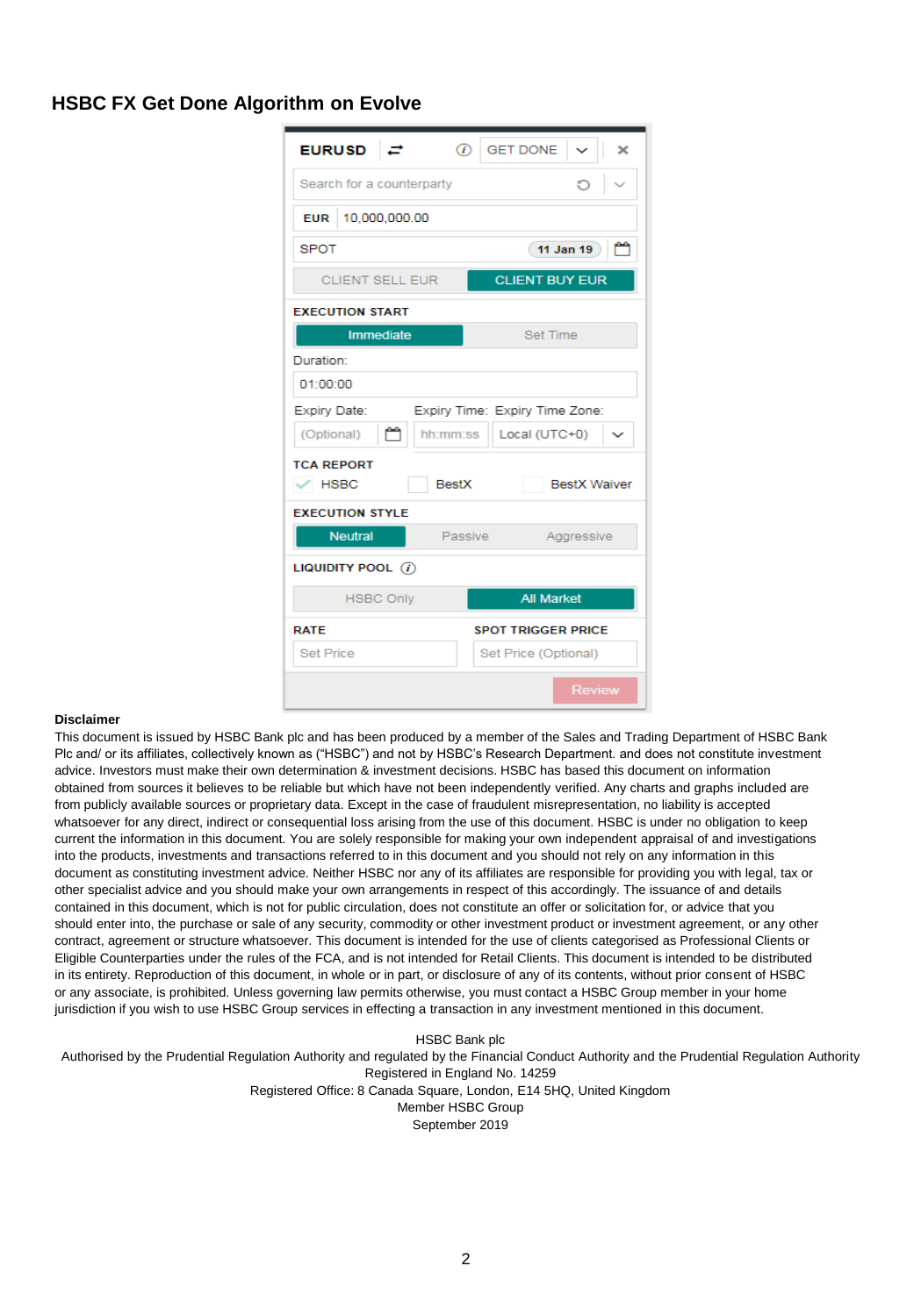## HSBC FX Get Done Algorithm on Evolve

EURUSD

GET DONE

Search for a counterparty

EUR 10,000,000.00

SPOT 11 Jan 19

CLIENT SELL EUR

CLIENT BUY EUR

EXECUTION START

Immediate

Set Time

Duration:

01:00:00

Expiry Date: Expiry Time: Expiry Time Zone:

(Optional) hh:mm:ss Local (UTC+0)

TCA REPORT

HSBC BestX BestX Waiver

EXECUTION STYLE

Neutral Passive Aggressive

LIQUIDITY POOL

HSBC Only All Market

RATE

SPOT TRIGGER PRICE

Set Price

Set Price (Optional)

Review

**Disclaimer**

This document is issued by HSBC Bank plc and has been produced by a member of the Sales and Trading Department of HSBC Bank Plc and/ or its affiliates, collectively known as ("HSBC") and not by HSBC's Research Department. and does not constitute investment advice. Investors must make their own determination & investment decisions. HSBC has based this document on information obtained from sources it believes to be reliable but which have not been independently verified. Any charts and graphs included are from publicly available sources or proprietary data. Except in the case of fraudulent misrepresentation, no liability is accepted whatsoever for any direct, indirect or consequential loss arising from the use of this document. HSBC is under no obligation to keep current the information in this document. You are solely responsible for making your own independent appraisal of and investigations into the products, investments and transactions referred to in this document and you should not rely on any information in this document as constituting investment advice. Neither HSBC nor any of its affiliates are responsible for providing you with legal, tax or other specialist advice and you should make your own arrangements in respect of this accordingly. The issuance of and details contained in this document, which is not for public circulation, does not constitute an offer or solicitation for, or advice that you should enter into, the purchase or sale of any security, commodity or other investment product or investment agreement, or any other contract, agreement or structure whatsoever. This document is intended for the use of clients categorised as Professional Clients or Eligible Counterparties under the rules of the FCA, and is not intended for Retail Clients. This document is intended to be distributed in its entirety. Reproduction of this document, in whole or in part, or disclosure of any of its contents, without prior consent of HSBC or any associate, is prohibited. Unless governing law permits otherwise, you must contact a HSBC Group member in your home jurisdiction if you wish to use HSBC Group services in effecting a transaction in any investment mentioned in this document.

HSBC Bank plc
Authorised by the Prudential Regulation Authority and regulated by the Financial Conduct Authority and the Prudential Regulation Authority
Registered in England No. 14259
Registered Office: 8 Canada Square, London, E14 5HQ, United Kingdom
Member HSBC Group
September 2019